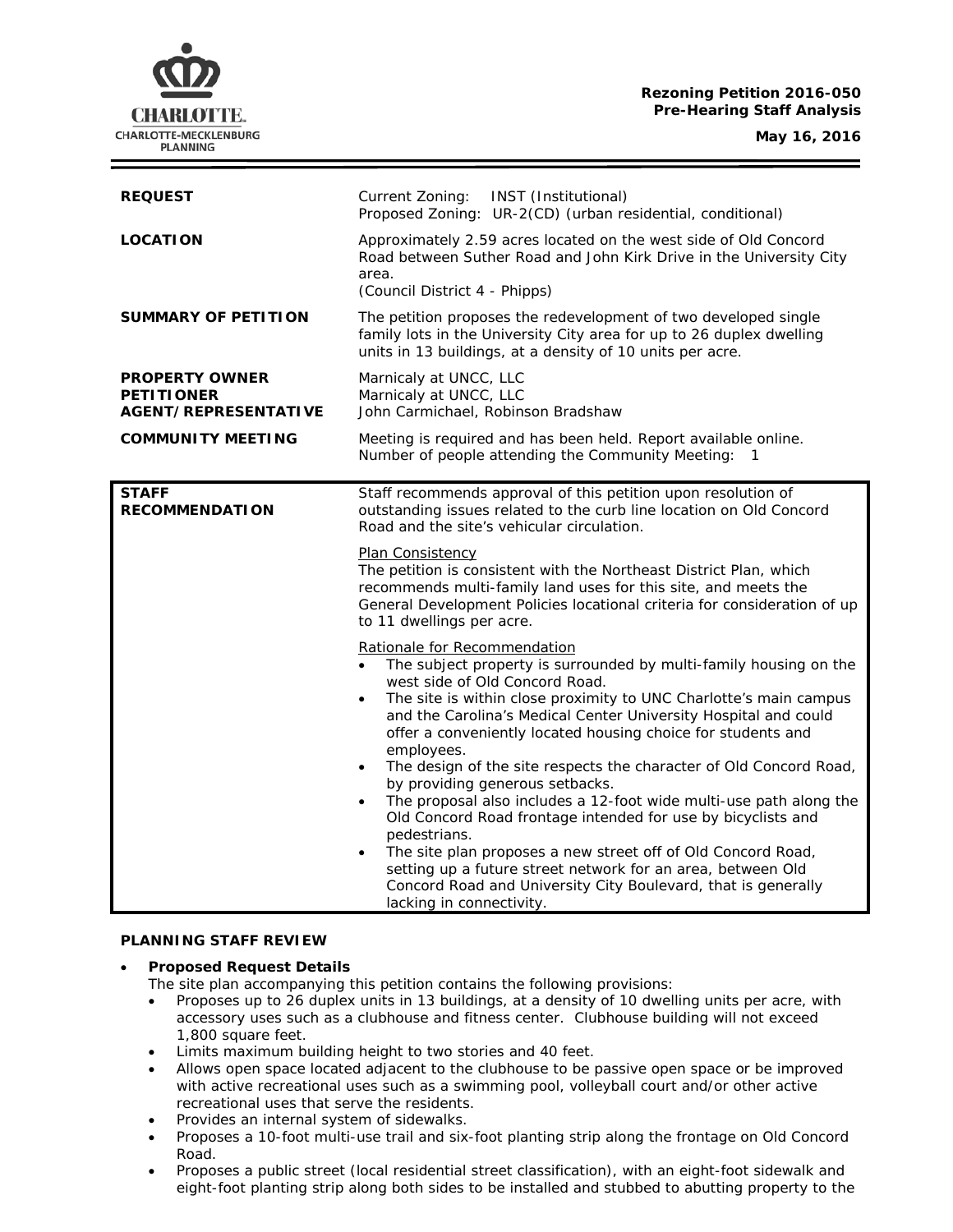**Rezoning Petition 2016-050**
**Pre-Hearing Staff Analysis**

**May 16, 2016**

| | |
|---|---|
| **REQUEST** | Current Zoning: INST (Institutional)<br>Proposed Zoning: UR-2(CD) (urban residential, conditional) |
| **LOCATION** | Approximately 2.59 acres located on the west side of Old Concord Road between Suther Road and John Kirk Drive in the University City area.<br>(Council District 4 - Phipps) |
| **SUMMARY OF PETITION** | The petition proposes the redevelopment of two developed single family lots in the University City area for up to 26 duplex dwelling units in 13 buildings, at a density of 10 units per acre. |
| **PROPERTY OWNER**<br>**PETITIONER**<br>**AGENT/REPRESENTATIVE** | Marnicaly at UNCC, LLC<br>Marnicaly at UNCC, LLC<br>John Carmichael, Robinson Bradshaw |
| **COMMUNITY MEETING** | Meeting is required and has been held. Report available online.<br>Number of people attending the Community Meeting: 1 |

| | |
|---|---|
| **STAFF RECOMMENDATION** | Staff recommends approval of this petition upon resolution of outstanding issues related to the curb line location on Old Concord Road and the site's vehicular circulation.<br><br>Plan Consistency<br>The petition is consistent with the Northeast District Plan, which recommends multi-family land uses for this site, and meets the General Development Policies locational criteria for consideration of up to 11 dwellings per acre.<br><br>Rationale for Recommendation<br>• The subject property is surrounded by multi-family housing on the west side of Old Concord Road.<br>• The site is within close proximity to UNC Charlotte's main campus and the Carolina's Medical Center University Hospital and could offer a conveniently located housing choice for students and employees.<br>• The design of the site respects the character of Old Concord Road, by providing generous setbacks.<br>• The proposal also includes a 12-foot wide multi-use path along the Old Concord Road frontage intended for use by bicyclists and pedestrians.<br>• The site plan proposes a new street off of Old Concord Road, setting up a future street network for an area, between Old Concord Road and University City Boulevard, that is generally lacking in connectivity. |

**PLANNING STAFF REVIEW**

- **Proposed Request Details**
  The site plan accompanying this petition contains the following provisions:
  - Proposes up to 26 duplex units in 13 buildings, at a density of 10 dwelling units per acre, with accessory uses such as a clubhouse and fitness center. Clubhouse building will not exceed 1,800 square feet.
  - Limits maximum building height to two stories and 40 feet.
  - Allows open space located adjacent to the clubhouse to be passive open space or be improved with active recreational uses such as a swimming pool, volleyball court and/or other active recreational uses that serve the residents.
  - Provides an internal system of sidewalks.
  - Proposes a 10-foot multi-use trail and six-foot planting strip along the frontage on Old Concord Road.
  - Proposes a public street (local residential street classification), with an eight-foot sidewalk and eight-foot planting strip along both sides to be installed and stubbed to abutting property to the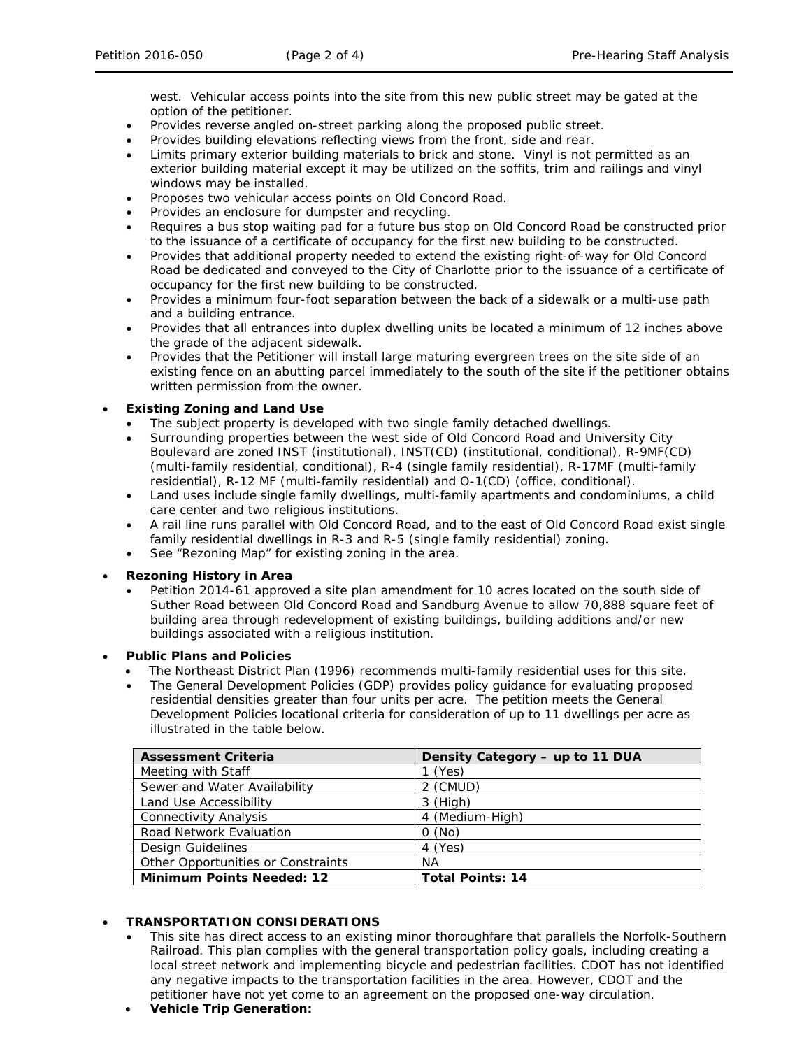west. Vehicular access points into the site from this new public street may be gated at the option of the petitioner.
- Provides reverse angled on-street parking along the proposed public street.
- Provides building elevations reflecting views from the front, side and rear.
- Limits primary exterior building materials to brick and stone. Vinyl is not permitted as an exterior building material except it may be utilized on the soffits, trim and railings and vinyl windows may be installed.
- Proposes two vehicular access points on Old Concord Road.
- Provides an enclosure for dumpster and recycling.
- Requires a bus stop waiting pad for a future bus stop on Old Concord Road be constructed prior to the issuance of a certificate of occupancy for the first new building to be constructed.
- Provides that additional property needed to extend the existing right-of-way for Old Concord Road be dedicated and conveyed to the City of Charlotte prior to the issuance of a certificate of occupancy for the first new building to be constructed.
- Provides a minimum four-foot separation between the back of a sidewalk or a multi-use path and a building entrance.
- Provides that all entrances into duplex dwelling units be located a minimum of 12 inches above the grade of the adjacent sidewalk.
- Provides that the Petitioner will install large maturing evergreen trees on the site side of an existing fence on an abutting parcel immediately to the south of the site if the petitioner obtains written permission from the owner.

- **Existing Zoning and Land Use**
  - The subject property is developed with two single family detached dwellings.
  - Surrounding properties between the west side of Old Concord Road and University City Boulevard are zoned INST (institutional), INST(CD) (institutional, conditional), R-9MF(CD) (multi-family residential, conditional), R-4 (single family residential), R-17MF (multi-family residential), R-12 MF (multi-family residential) and O-1(CD) (office, conditional).
  - Land uses include single family dwellings, multi-family apartments and condominiums, a child care center and two religious institutions.
  - A rail line runs parallel with Old Concord Road, and to the east of Old Concord Road exist single family residential dwellings in R-3 and R-5 (single family residential) zoning.
  - See "Rezoning Map" for existing zoning in the area.

- **Rezoning History in Area**
  - Petition 2014-61 approved a site plan amendment for 10 acres located on the south side of Suther Road between Old Concord Road and Sandburg Avenue to allow 70,888 square feet of building area through redevelopment of existing buildings, building additions and/or new buildings associated with a religious institution.

- **Public Plans and Policies**
  - The Northeast District Plan (1996) recommends multi-family residential uses for this site.
  - The General Development Policies (GDP) provides policy guidance for evaluating proposed residential densities greater than four units per acre. The petition meets the General Development Policies locational criteria for consideration of up to 11 dwellings per acre as illustrated in the table below.

| **Assessment Criteria** | **Density Category – up to 11 DUA** |
|---|---|
| Meeting with Staff | 1 (Yes) |
| Sewer and Water Availability | 2 (CMUD) |
| Land Use Accessibility | 3 (High) |
| Connectivity Analysis | 4 (Medium-High) |
| Road Network Evaluation | 0 (No) |
| Design Guidelines | 4 (Yes) |
| Other Opportunities or Constraints | NA |
| **Minimum Points Needed: 12** | **Total Points: 14** |

- **TRANSPORTATION CONSIDERATIONS**
  - This site has direct access to an existing minor thoroughfare that parallels the Norfolk-Southern Railroad. This plan complies with the general transportation policy goals, including creating a local street network and implementing bicycle and pedestrian facilities. CDOT has not identified any negative impacts to the transportation facilities in the area. However, CDOT and the petitioner have not yet come to an agreement on the proposed one-way circulation.
  - **Vehicle Trip Generation:**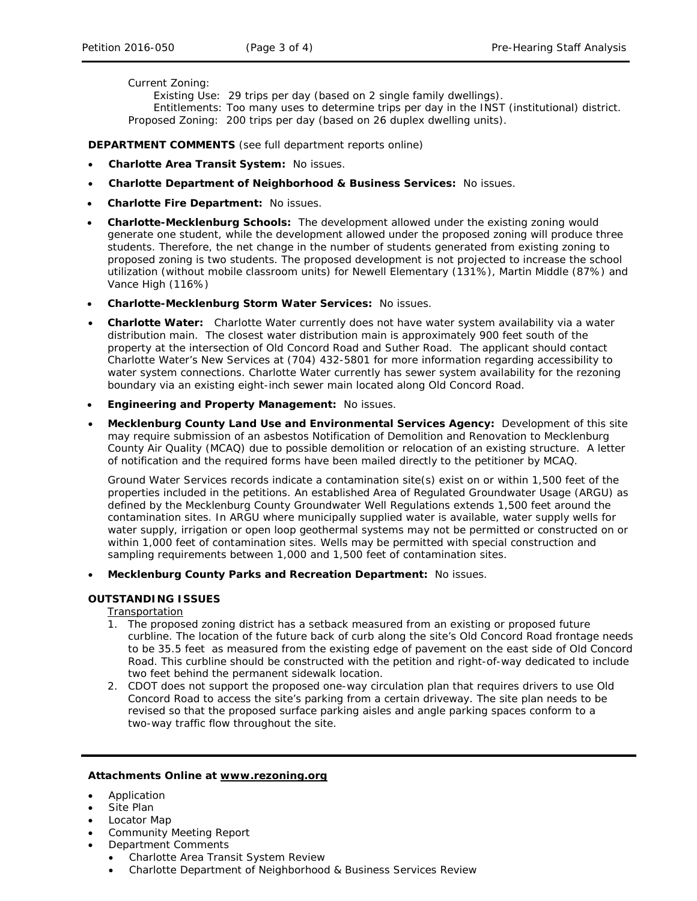Current Zoning:

Existing Use: 29 trips per day (based on 2 single family dwellings).

Entitlements: Too many uses to determine trips per day in the INST (institutional) district.

Proposed Zoning: 200 trips per day (based on 26 duplex dwelling units).

**DEPARTMENT COMMENTS** (see full department reports online)

- **Charlotte Area Transit System:** No issues.
- **Charlotte Department of Neighborhood & Business Services:** No issues.
- **Charlotte Fire Department:** No issues.
- **Charlotte-Mecklenburg Schools:** The development allowed under the existing zoning would generate one student, while the development allowed under the proposed zoning will produce three students. Therefore, the net change in the number of students generated from existing zoning to proposed zoning is two students. The proposed development is not projected to increase the school utilization (without mobile classroom units) for Newell Elementary (131%), Martin Middle (87%) and Vance High (116%)
- **Charlotte-Mecklenburg Storm Water Services:** No issues.
- **Charlotte Water:** Charlotte Water currently does not have water system availability via a water distribution main. The closest water distribution main is approximately 900 feet south of the property at the intersection of Old Concord Road and Suther Road. The applicant should contact Charlotte Water's New Services at (704) 432-5801 for more information regarding accessibility to water system connections. Charlotte Water currently has sewer system availability for the rezoning boundary via an existing eight-inch sewer main located along Old Concord Road.
- **Engineering and Property Management:** No issues.
- **Mecklenburg County Land Use and Environmental Services Agency:** Development of this site may require submission of an asbestos Notification of Demolition and Renovation to Mecklenburg County Air Quality (MCAQ) due to possible demolition or relocation of an existing structure. A letter of notification and the required forms have been mailed directly to the petitioner by MCAQ.

  Ground Water Services records indicate a contamination site(s) exist on or within 1,500 feet of the properties included in the petitions. An established Area of Regulated Groundwater Usage (ARGU) as defined by the Mecklenburg County Groundwater Well Regulations extends 1,500 feet around the contamination sites. In ARGU where municipally supplied water is available, water supply wells for water supply, irrigation or open loop geothermal systems may not be permitted or constructed on or within 1,000 feet of contamination sites. Wells may be permitted with special construction and sampling requirements between 1,000 and 1,500 feet of contamination sites.
- **Mecklenburg County Parks and Recreation Department:** No issues.

**OUTSTANDING ISSUES**

Transportation

1. The proposed zoning district has a setback measured from an existing or proposed future curbline. The location of the future back of curb along the site's Old Concord Road frontage needs to be 35.5 feet as measured from the existing edge of pavement on the east side of Old Concord Road. This curbline should be constructed with the petition and right-of-way dedicated to include two feet behind the permanent sidewalk location.
2. CDOT does not support the proposed one-way circulation plan that requires drivers to use Old Concord Road to access the site's parking from a certain driveway. The site plan needs to be revised so that the proposed surface parking aisles and angle parking spaces conform to a two-way traffic flow throughout the site.

---

**Attachments Online at www.rezoning.org**

- Application
- Site Plan
- Locator Map
- Community Meeting Report
- Department Comments
  - Charlotte Area Transit System Review
  - Charlotte Department of Neighborhood & Business Services Review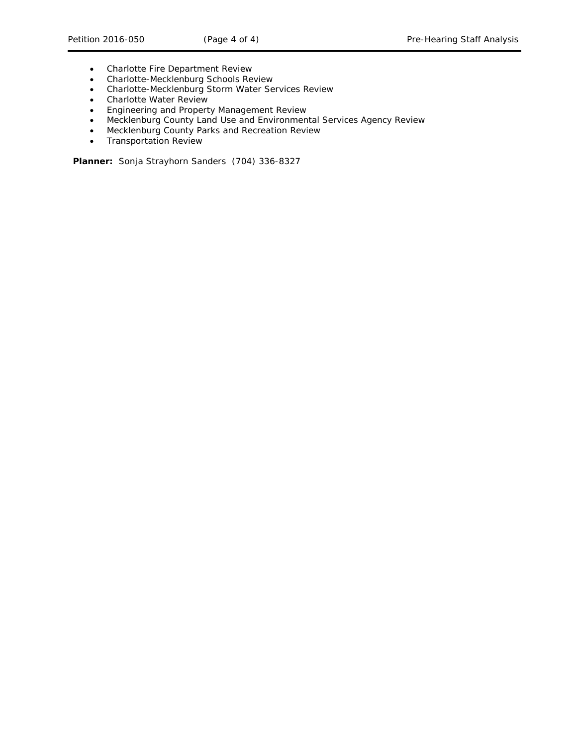- Charlotte Fire Department Review
- Charlotte-Mecklenburg Schools Review
- Charlotte-Mecklenburg Storm Water Services Review
- Charlotte Water Review
- Engineering and Property Management Review
- Mecklenburg County Land Use and Environmental Services Agency Review
- Mecklenburg County Parks and Recreation Review
- Transportation Review

**Planner:** Sonja Strayhorn Sanders (704) 336-8327